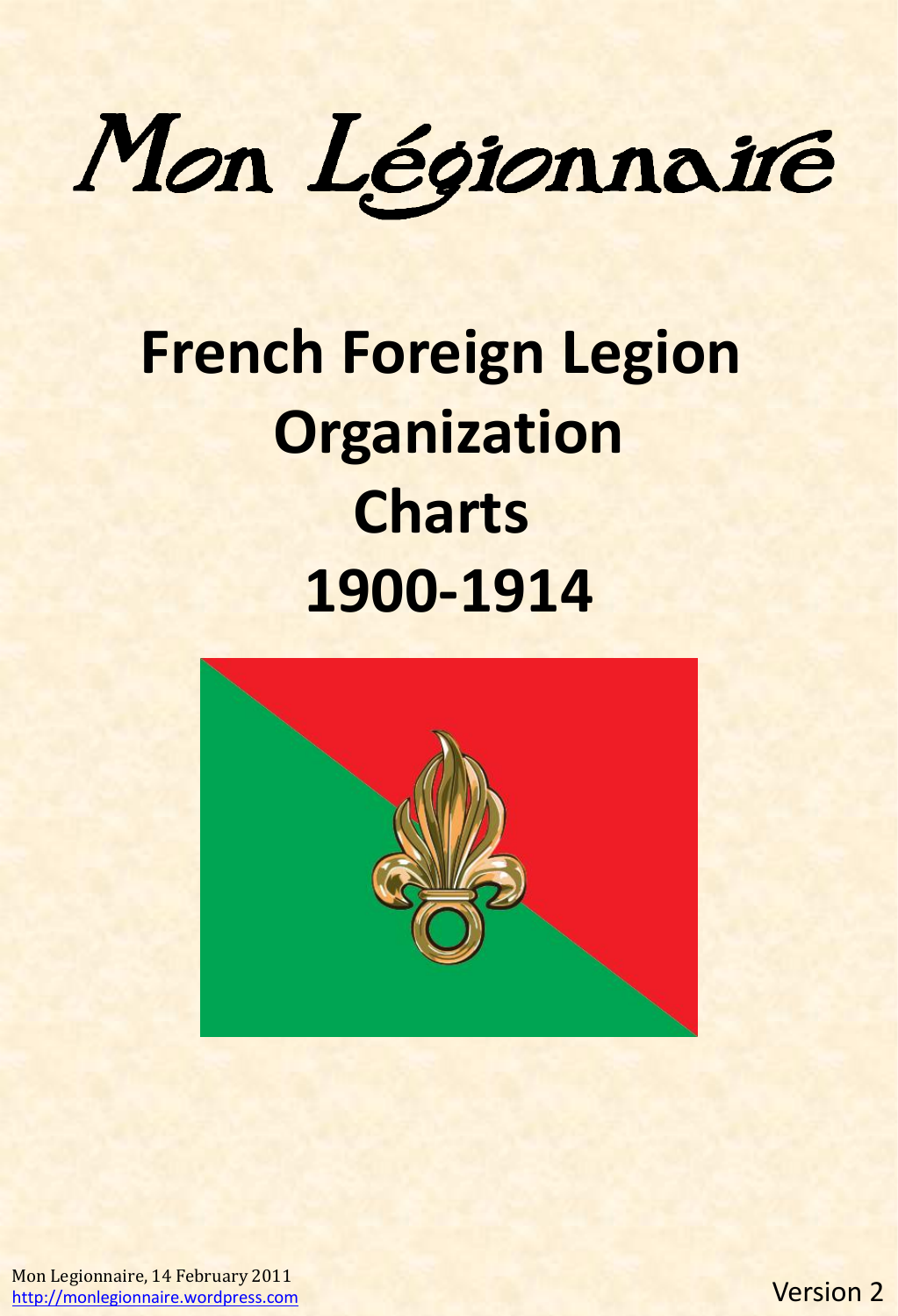# Mon Légionnaire

## French Foreign Legion Organization Charts 1900-1914

Mon Legionnaire, 14 February 2011
http://monlegionnaire.wordpress.com

Version 2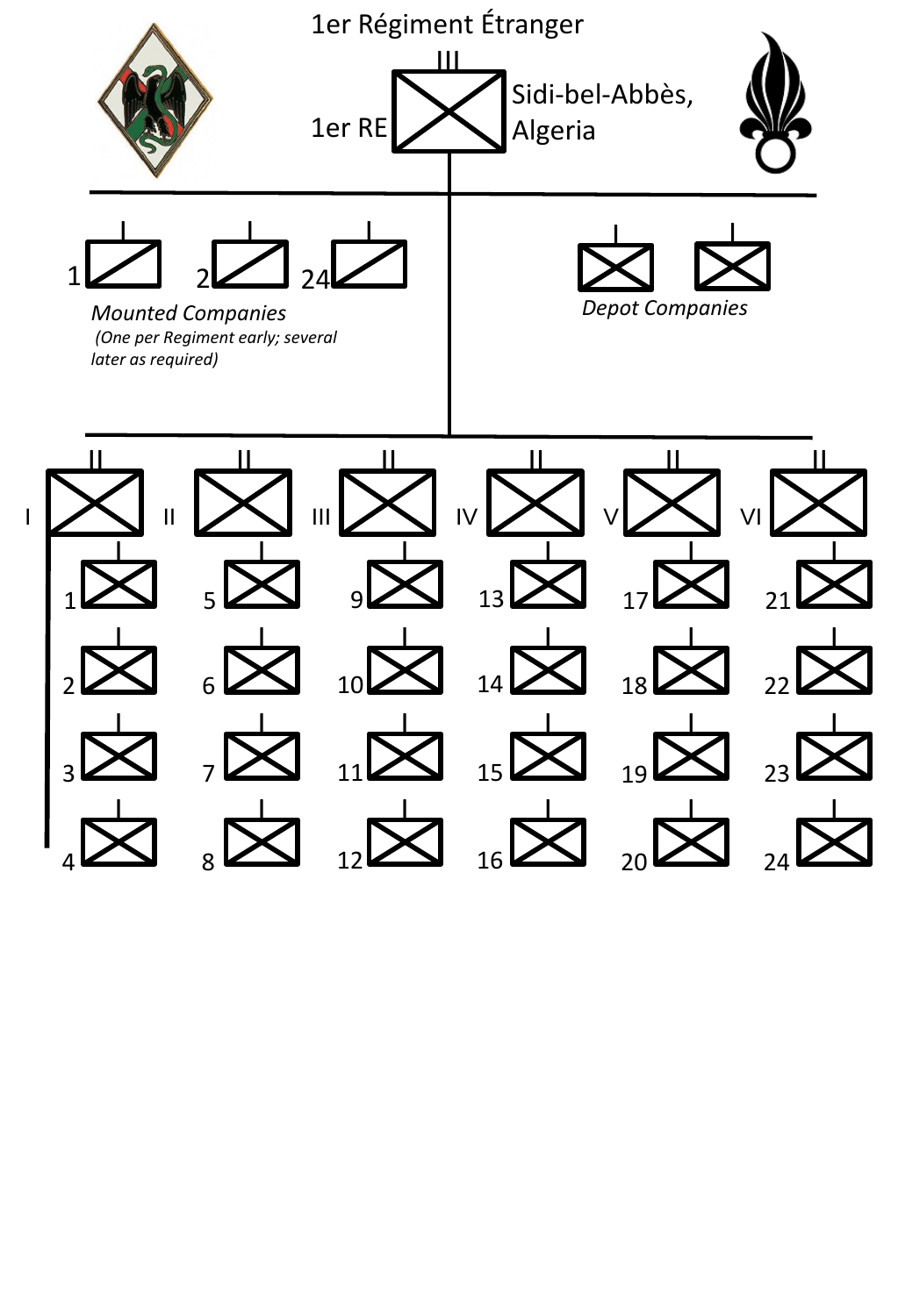1er Régiment Étranger

III

1er RE

Sidi-bel-Abbès, Algeria

1 2 24

*Mounted Companies*

*(One per Regiment early; several later as required)*

*Depot Companies*

| I | II | III | IV | V | VI |
|---|---|---|---|---|---|
| 1 | 5 | 9 | 13 | 17 | 21 |
| 2 | 6 | 10 | 14 | 18 | 22 |
| 3 | 7 | 11 | 15 | 19 | 23 |
| 4 | 8 | 12 | 16 | 20 | 24 |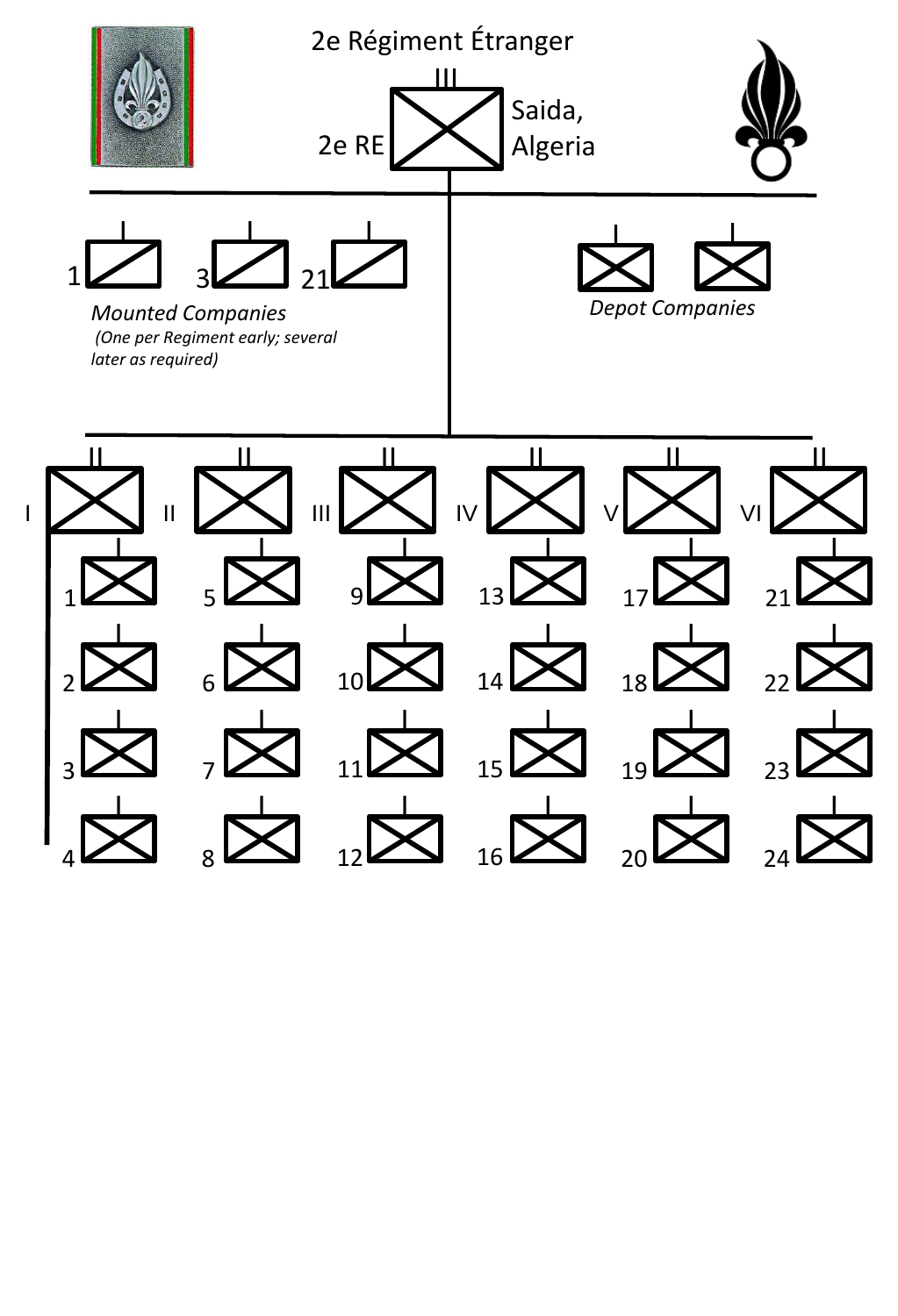# 2e Régiment Étranger

III

2e RE — Saida, Algeria

1 | 3 | 21

*Mounted Companies*
*(One per Regiment early; several later as required)*

*Depot Companies*

| II | II | II | II | II | II |
|---|---|---|---|---|---|
| I | II | III | IV | V | VI |
| 1 | 5 | 9 | 13 | 17 | 21 |
| 2 | 6 | 10 | 14 | 18 | 22 |
| 3 | 7 | 11 | 15 | 19 | 23 |
| 4 | 8 | 12 | 16 | 20 | 24 |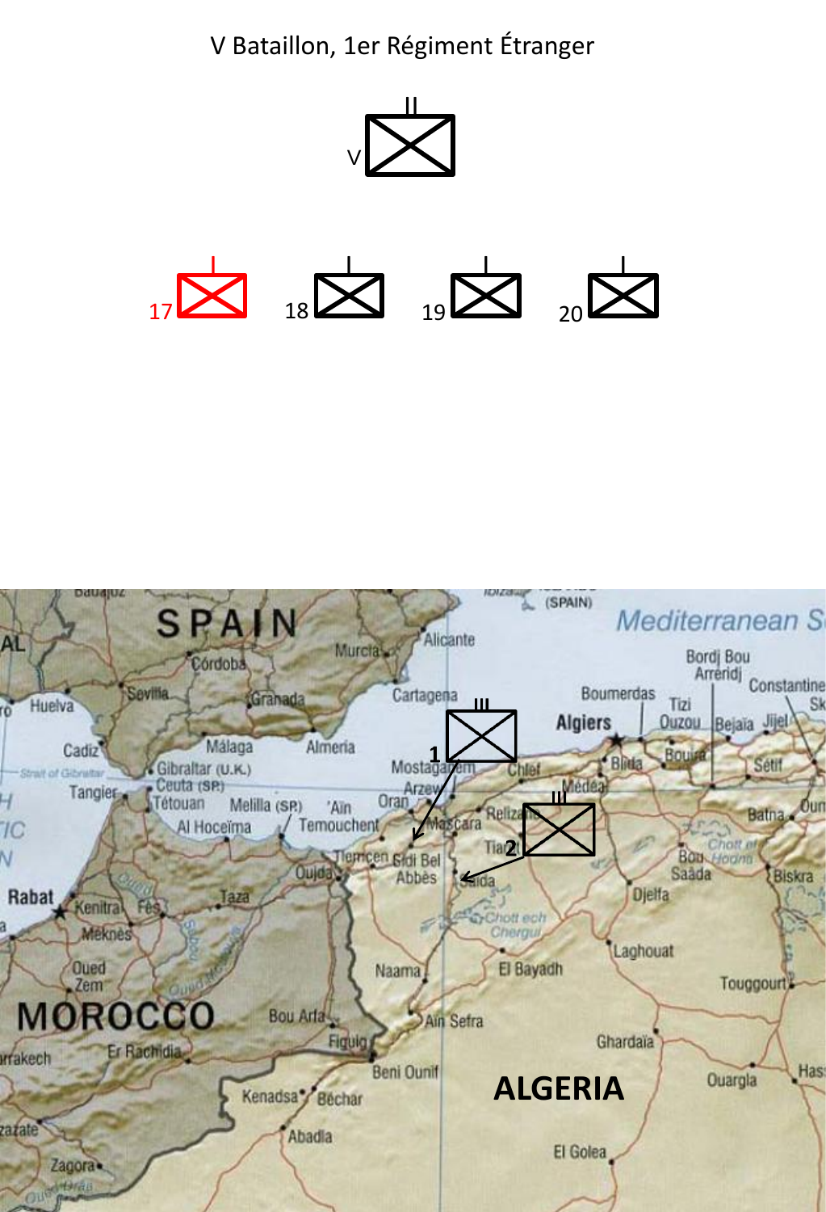V Bataillon, 1er Régiment Étranger

V

17 18 19 20

1

2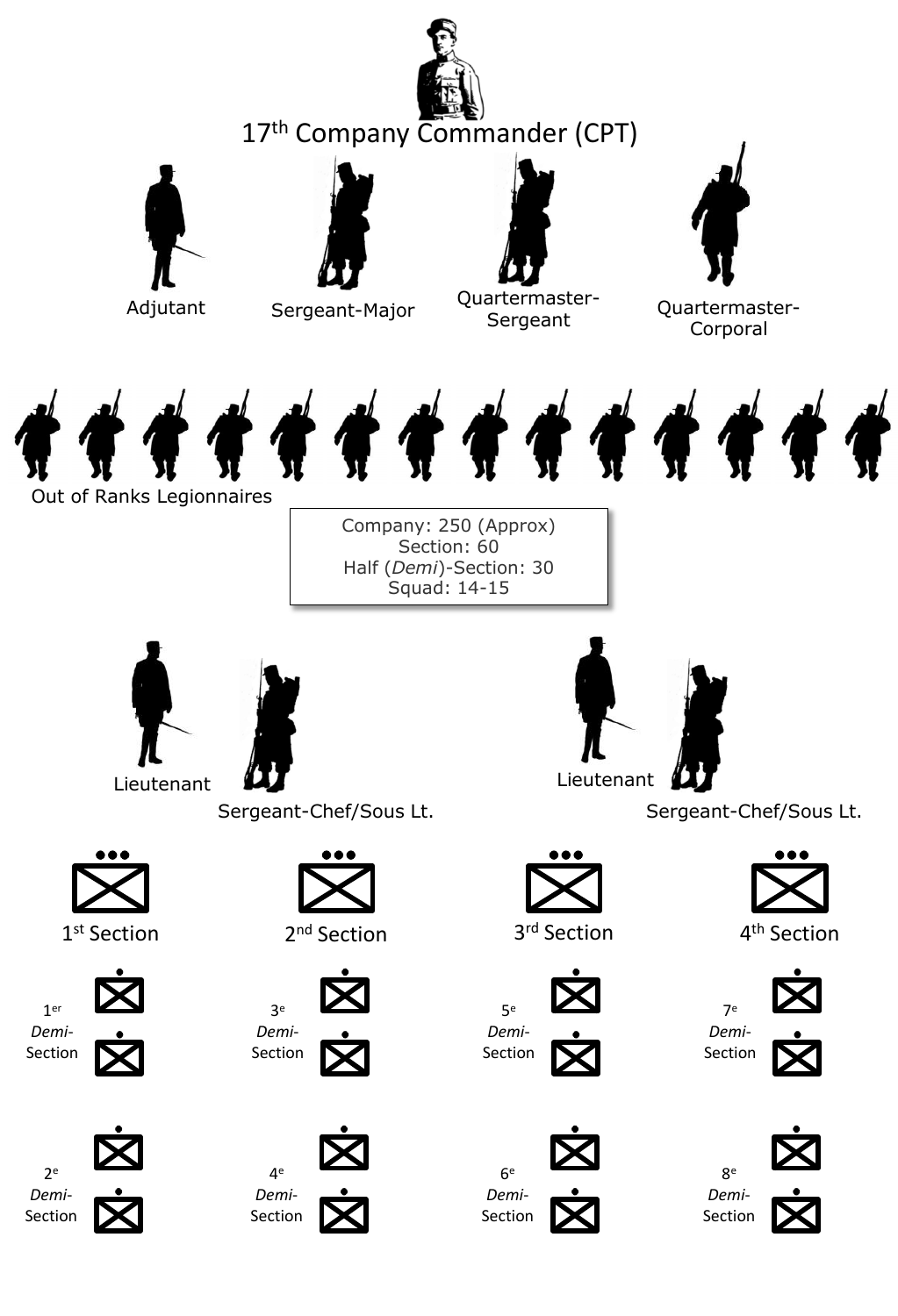17th Company Commander (CPT)

Adjutant

Sergeant-Major

Quartermaster-Sergeant

Quartermaster-Corporal

Out of Ranks Legionnaires

Company: 250 (Approx)
Section: 60
Half (*Demi*)-Section: 30
Squad: 14-15

Lieutenant

Sergeant-Chef/Sous Lt.

Lieutenant

Sergeant-Chef/Sous Lt.

1st Section

2nd Section

3rd Section

4th Section

1er *Demi*-Section

3e *Demi*-Section

5e *Demi*-Section

7e *Demi*-Section

2e *Demi*-Section

4e *Demi*-Section

6e *Demi*-Section

8e *Demi*-Section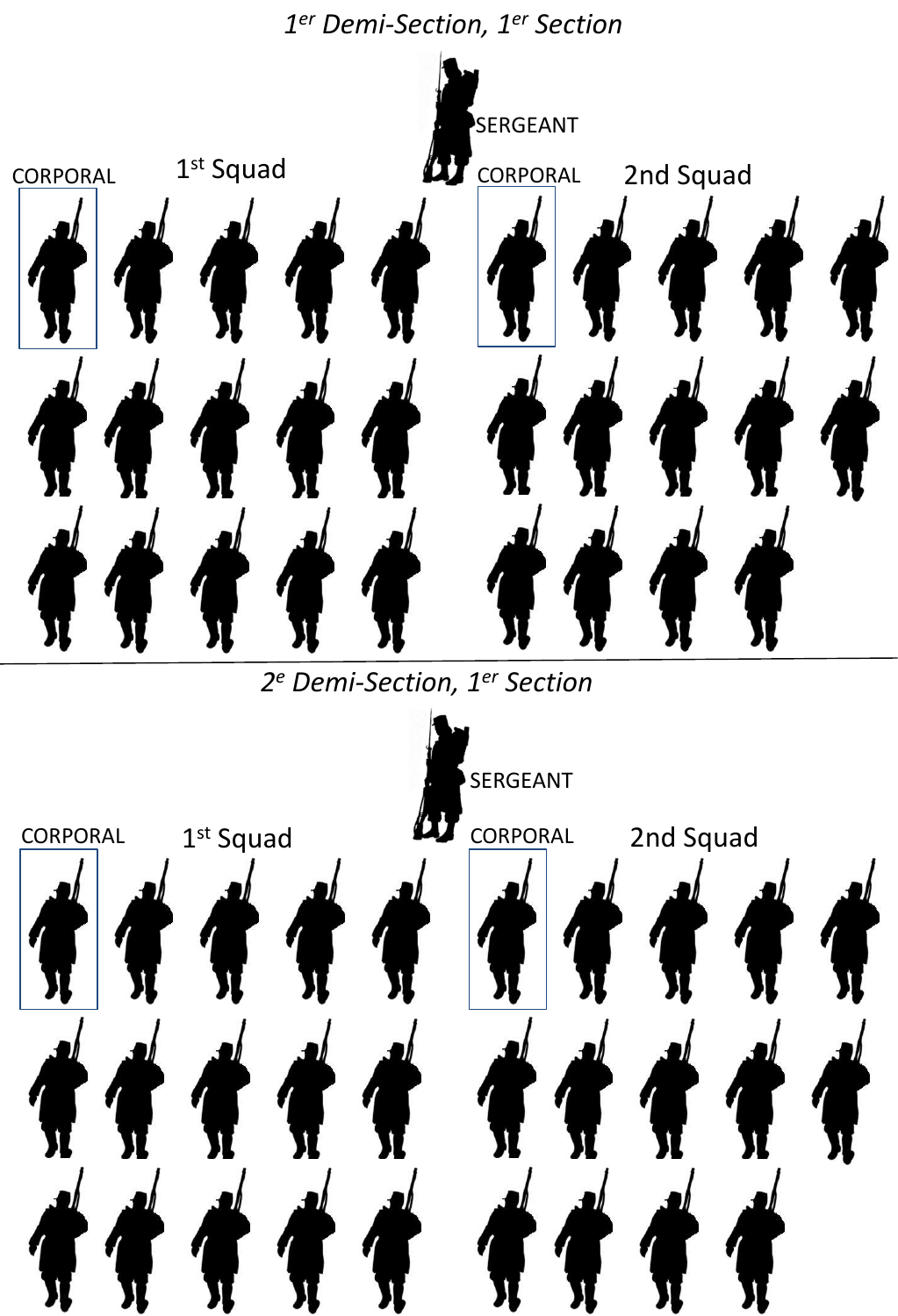*1er Demi-Section, 1er Section*

SERGEANT

CORPORAL 1st Squad

CORPORAL 2nd Squad

*2e Demi-Section, 1er Section*

SERGEANT

CORPORAL 1st Squad

CORPORAL 2nd Squad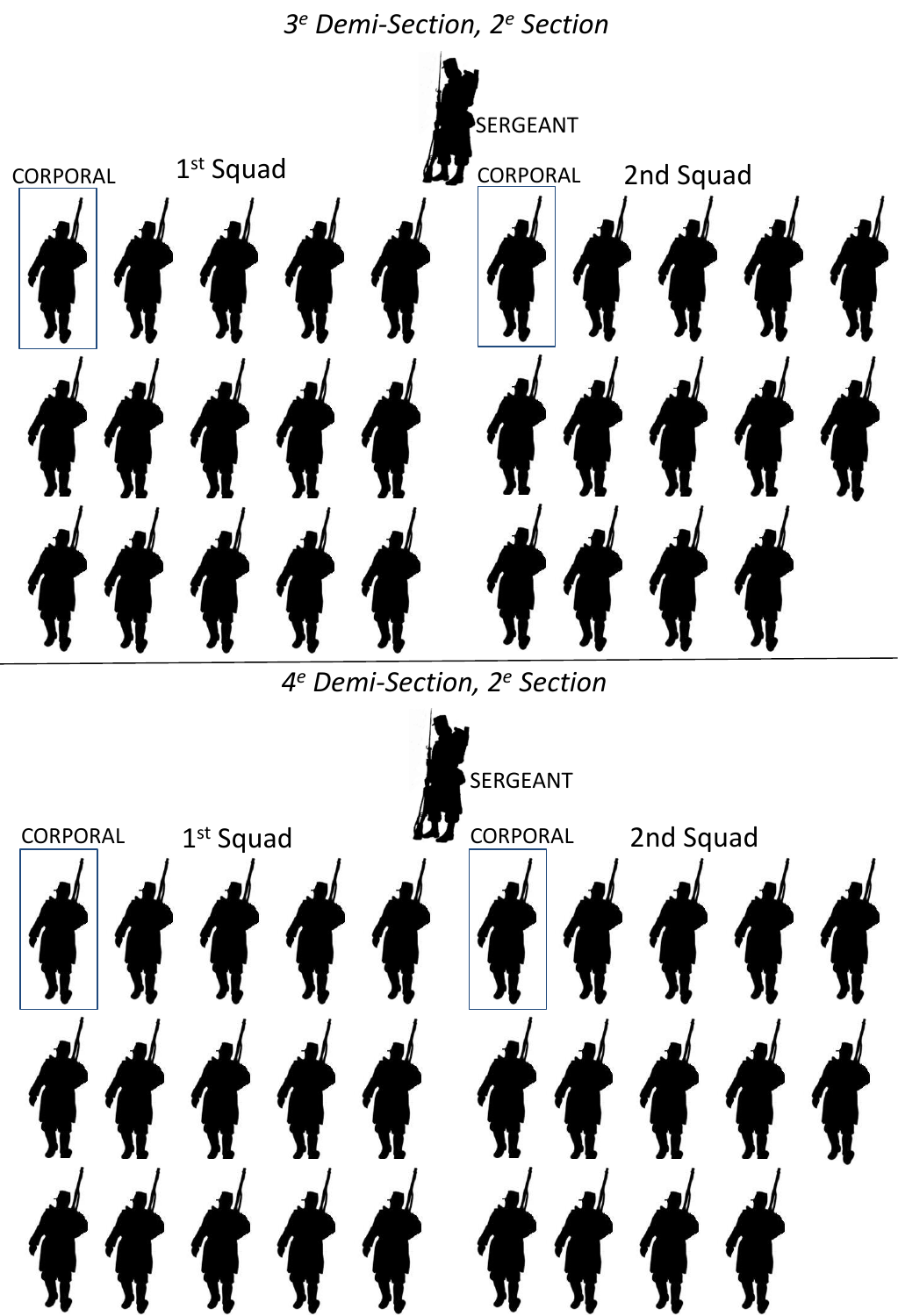*3[e] Demi-Section, 2[e] Section*

SERGEANT

CORPORAL

1[st] Squad

CORPORAL

2nd Squad

*4[e] Demi-Section, 2[e] Section*

SERGEANT

CORPORAL

1[st] Squad

CORPORAL

2nd Squad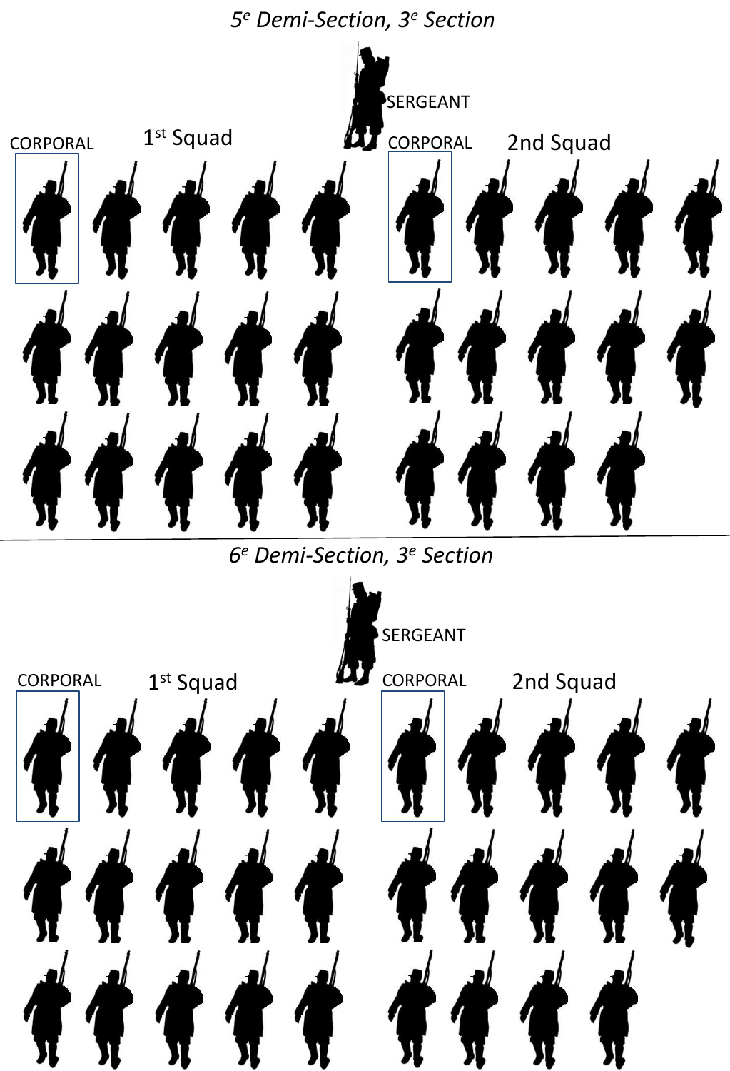*5e Demi-Section, 3e Section*

SERGEANT

CORPORAL 1st Squad

CORPORAL 2nd Squad

*6e Demi-Section, 3e Section*

SERGEANT

CORPORAL 1st Squad

CORPORAL 2nd Squad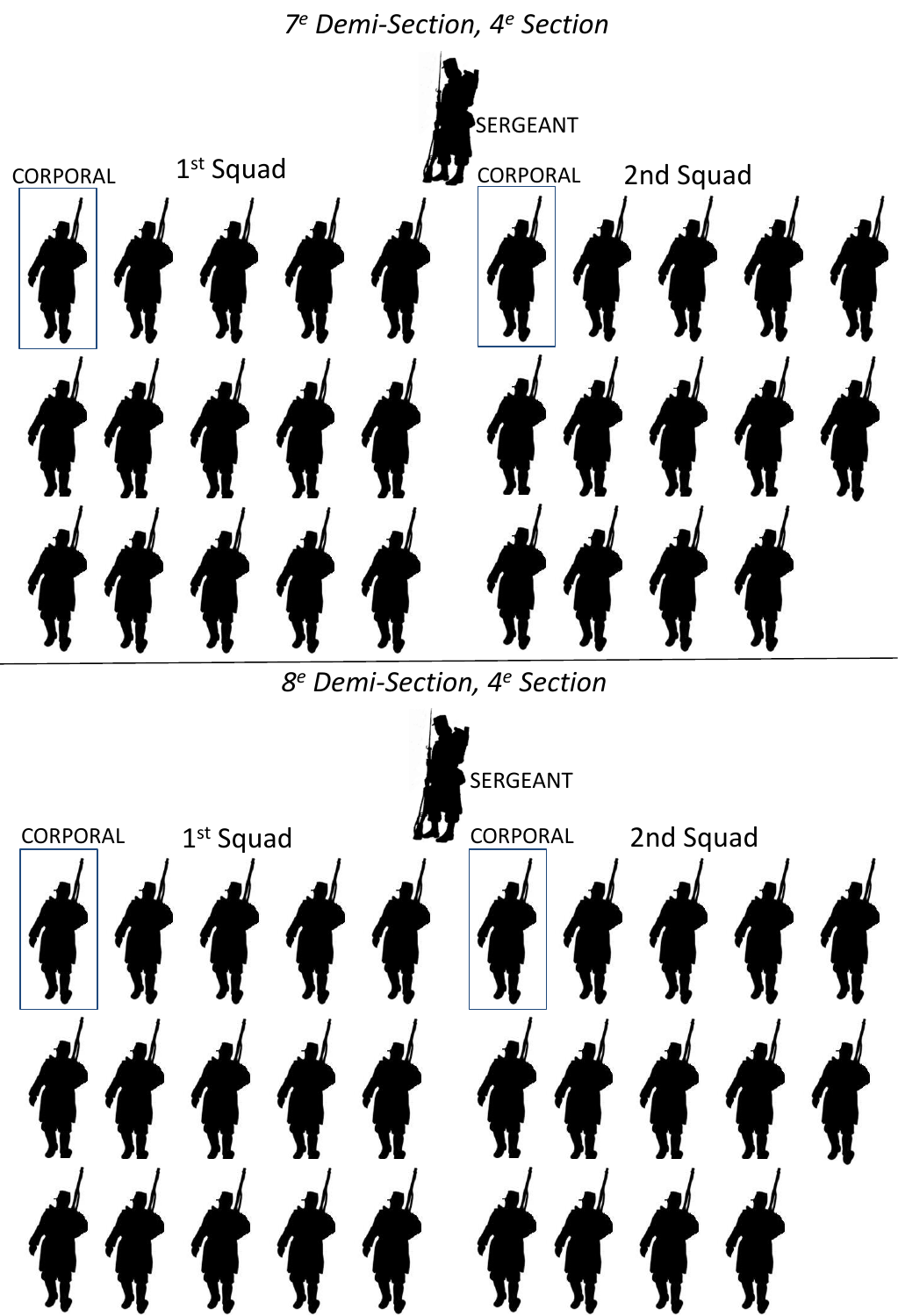*7ᵉ Demi-Section, 4ᵉ Section*

SERGEANT

CORPORAL

1st Squad

CORPORAL

2nd Squad

*8ᵉ Demi-Section, 4ᵉ Section*

SERGEANT

CORPORAL

1st Squad

CORPORAL

2nd Squad